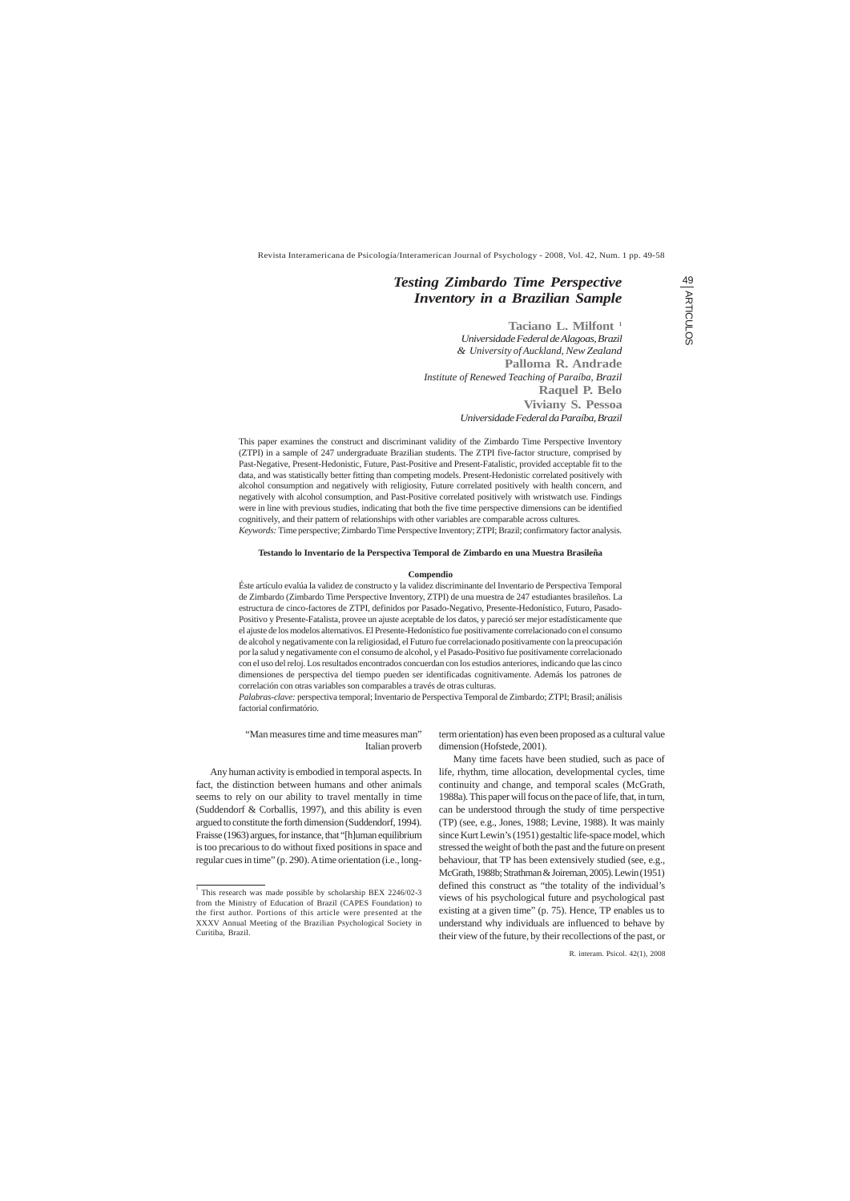# Testing Zimbardo Time Perspective Inventory in a Brazilian Sample

**Taciano L. Milfont** [1]
*Universidade Federal de Alagoas, Brazil*
*& University of Auckland, New Zealand*
**Palloma R. Andrade**
*Institute of Renewed Teaching of Paraíba, Brazil*
**Raquel P. Belo**
**Viviany S. Pessoa**
*Universidade Federal da Paraíba, Brazil*

This paper examines the construct and discriminant validity of the Zimbardo Time Perspective Inventory (ZTPI) in a sample of 247 undergraduate Brazilian students. The ZTPI five-factor structure, comprised by Past-Negative, Present-Hedonistic, Future, Past-Positive and Present-Fatalistic, provided acceptable fit to the data, and was statistically better fitting than competing models. Present-Hedonistic correlated positively with alcohol consumption and negatively with religiosity, Future correlated positively with health concern, and negatively with alcohol consumption, and Past-Positive correlated positively with wristwatch use. Findings were in line with previous studies, indicating that both the five time perspective dimensions can be identified cognitively, and their pattern of relationships with other variables are comparable across cultures.

*Keywords:* Time perspective; Zimbardo Time Perspective Inventory; ZTPI; Brazil; confirmatory factor analysis.

**Testando lo Inventario de la Perspectiva Temporal de Zimbardo en una Muestra Brasileña**

**Compendio**

Éste artículo evalúa la validez de constructo y la validez discriminante del Inventario de Perspectiva Temporal de Zimbardo (Zimbardo Time Perspective Inventory, ZTPI) de una muestra de 247 estudiantes brasileños. La estructura de cinco-factores de ZTPI, definidos por Pasado-Negativo, Presente-Hedonístico, Futuro, Pasado-Positivo y Presente-Fatalista, provee un ajuste aceptable de los datos, y pareció ser mejor estadísticamente que el ajuste de los modelos alternativos. El Presente-Hedonístico fue positivamente correlacionado con el consumo de alcohol y negativamente con la religiosidad, el Futuro fue correlacionado positivamente con la preocupación por la salud y negativamente con el consumo de alcohol, y el Pasado-Positivo fue positivamente correlacionado con el uso del reloj. Los resultados encontrados concuerdan con los estudios anteriores, indicando que las cinco dimensiones de perspectiva del tiempo pueden ser identificadas cognitivamente. Además los patrones de correlación con otras variables son comparables a través de otras culturas.

*Palabras-clave:* perspectiva temporal; Inventario de Perspectiva Temporal de Zimbardo; ZTPI; Brasil; análisis factorial confirmatório.

"Man measures time and time measures man"
Italian proverb

Any human activity is embodied in temporal aspects. In fact, the distinction between humans and other animals seems to rely on our ability to travel mentally in time (Suddendorf & Corballis, 1997), and this ability is even argued to constitute the forth dimension (Suddendorf, 1994). Fraisse (1963) argues, for instance, that "[h]uman equilibrium is too precarious to do without fixed positions in space and regular cues in time" (p. 290). A time orientation (i.e., long-term orientation) has even been proposed as a cultural value dimension (Hofstede, 2001).

Many time facets have been studied, such as pace of life, rhythm, time allocation, developmental cycles, time continuity and change, and temporal scales (McGrath, 1988a). This paper will focus on the pace of life, that, in turn, can be understood through the study of time perspective (TP) (see, e.g., Jones, 1988; Levine, 1988). It was mainly since Kurt Lewin's (1951) gestaltic life-space model, which stressed the weight of both the past and the future on present behaviour, that TP has been extensively studied (see, e.g., McGrath, 1988b; Strathman & Joireman, 2005). Lewin (1951) defined this construct as "the totality of the individual's views of his psychological future and psychological past existing at a given time" (p. 75). Hence, TP enables us to understand why individuals are influenced to behave by their view of the future, by their recollections of the past, or

[1] This research was made possible by scholarship BEX 2246/02-3 from the Ministry of Education of Brazil (CAPES Foundation) to the first author. Portions of this article were presented at the XXXV Annual Meeting of the Brazilian Psychological Society in Curitiba, Brazil.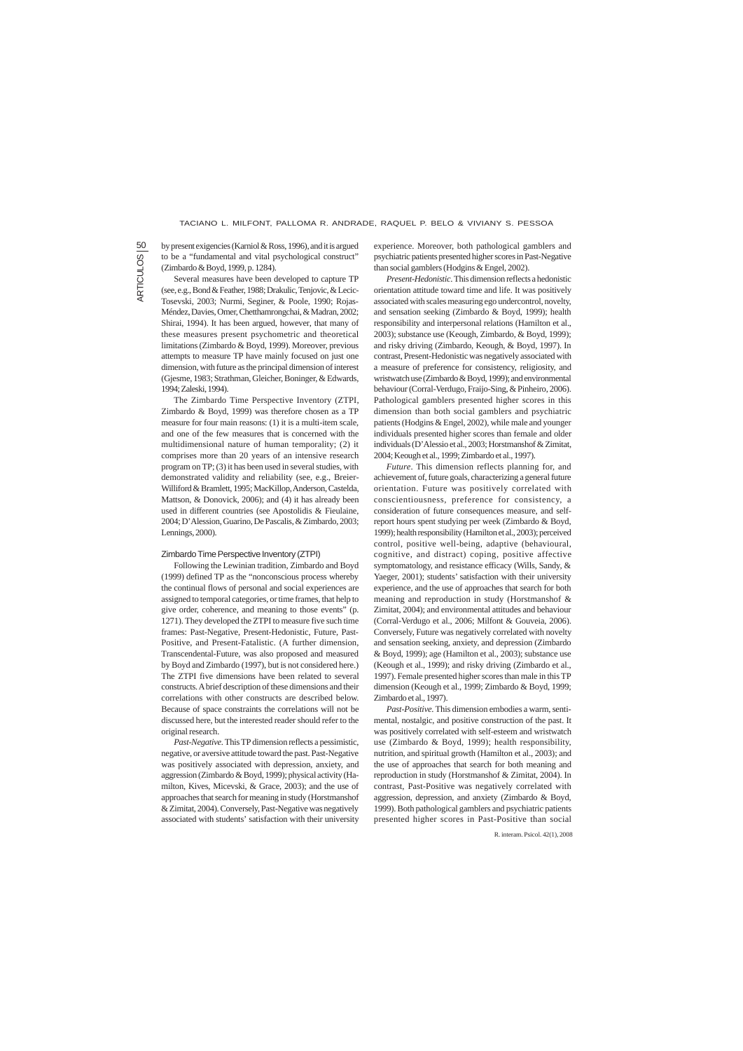by present exigencies (Karniol & Ross, 1996), and it is argued to be a "fundamental and vital psychological construct" (Zimbardo & Boyd, 1999, p. 1284).

Several measures have been developed to capture TP (see, e.g., Bond & Feather, 1988; Drakulic, Tenjovic, & Lecic-Tosevski, 2003; Nurmi, Seginer, & Poole, 1990; Rojas-Méndez, Davies, Omer, Chetthamrongchai, & Madran, 2002; Shirai, 1994). It has been argued, however, that many of these measures present psychometric and theoretical limitations (Zimbardo & Boyd, 1999). Moreover, previous attempts to measure TP have mainly focused on just one dimension, with future as the principal dimension of interest (Gjesme, 1983; Strathman, Gleicher, Boninger, & Edwards, 1994; Zaleski, 1994).

The Zimbardo Time Perspective Inventory (ZTPI, Zimbardo & Boyd, 1999) was therefore chosen as a TP measure for four main reasons: (1) it is a multi-item scale, and one of the few measures that is concerned with the multidimensional nature of human temporality; (2) it comprises more than 20 years of an intensive research program on TP; (3) it has been used in several studies, with demonstrated validity and reliability (see, e.g., Breier-Williford & Bramlett, 1995; MacKillop, Anderson, Castelda, Mattson, & Donovick, 2006); and (4) it has already been used in different countries (see Apostolidis & Fieulaine, 2004; D'Alession, Guarino, De Pascalis, & Zimbardo, 2003; Lennings, 2000).

### Zimbardo Time Perspective Inventory (ZTPI)

Following the Lewinian tradition, Zimbardo and Boyd (1999) defined TP as the "nonconscious process whereby the continual flows of personal and social experiences are assigned to temporal categories, or time frames, that help to give order, coherence, and meaning to those events" (p. 1271). They developed the ZTPI to measure five such time frames: Past-Negative, Present-Hedonistic, Future, Past-Positive, and Present-Fatalistic. (A further dimension, Transcendental-Future, was also proposed and measured by Boyd and Zimbardo (1997), but is not considered here.) The ZTPI five dimensions have been related to several constructs. A brief description of these dimensions and their correlations with other constructs are described below. Because of space constraints the correlations will not be discussed here, but the interested reader should refer to the original research.

*Past-Negative*. This TP dimension reflects a pessimistic, negative, or aversive attitude toward the past. Past-Negative was positively associated with depression, anxiety, and aggression (Zimbardo & Boyd, 1999); physical activity (Hamilton, Kives, Micevski, & Grace, 2003); and the use of approaches that search for meaning in study (Horstmanshof & Zimitat, 2004). Conversely, Past-Negative was negatively associated with students' satisfaction with their university experience. Moreover, both pathological gamblers and psychiatric patients presented higher scores in Past-Negative than social gamblers (Hodgins & Engel, 2002).

*Present-Hedonistic*. This dimension reflects a hedonistic orientation attitude toward time and life. It was positively associated with scales measuring ego undercontrol, novelty, and sensation seeking (Zimbardo & Boyd, 1999); health responsibility and interpersonal relations (Hamilton et al., 2003); substance use (Keough, Zimbardo, & Boyd, 1999); and risky driving (Zimbardo, Keough, & Boyd, 1997). In contrast, Present-Hedonistic was negatively associated with a measure of preference for consistency, religiosity, and wristwatch use (Zimbardo & Boyd, 1999); and environmental behaviour (Corral-Verdugo, Fraijo-Sing, & Pinheiro, 2006). Pathological gamblers presented higher scores in this dimension than both social gamblers and psychiatric patients (Hodgins & Engel, 2002), while male and younger individuals presented higher scores than female and older individuals (D'Alessio et al., 2003; Horstmanshof & Zimitat, 2004; Keough et al., 1999; Zimbardo et al., 1997).

*Future*. This dimension reflects planning for, and achievement of, future goals, characterizing a general future orientation. Future was positively correlated with conscientiousness, preference for consistency, a consideration of future consequences measure, and self-report hours spent studying per week (Zimbardo & Boyd, 1999); health responsibility (Hamilton et al., 2003); perceived control, positive well-being, adaptive (behavioural, cognitive, and distract) coping, positive affective symptomatology, and resistance efficacy (Wills, Sandy, & Yaeger, 2001); students' satisfaction with their university experience, and the use of approaches that search for both meaning and reproduction in study (Horstmanshof & Zimitat, 2004); and environmental attitudes and behaviour (Corral-Verdugo et al., 2006; Milfont & Gouveia, 2006). Conversely, Future was negatively correlated with novelty and sensation seeking, anxiety, and depression (Zimbardo & Boyd, 1999); age (Hamilton et al., 2003); substance use (Keough et al., 1999); and risky driving (Zimbardo et al., 1997). Female presented higher scores than male in this TP dimension (Keough et al., 1999; Zimbardo & Boyd, 1999; Zimbardo et al., 1997).

*Past-Positive*. This dimension embodies a warm, sentimental, nostalgic, and positive construction of the past. It was positively correlated with self-esteem and wristwatch use (Zimbardo & Boyd, 1999); health responsibility, nutrition, and spiritual growth (Hamilton et al., 2003); and the use of approaches that search for both meaning and reproduction in study (Horstmanshof & Zimitat, 2004). In contrast, Past-Positive was negatively correlated with aggression, depression, and anxiety (Zimbardo & Boyd, 1999). Both pathological gamblers and psychiatric patients presented higher scores in Past-Positive than social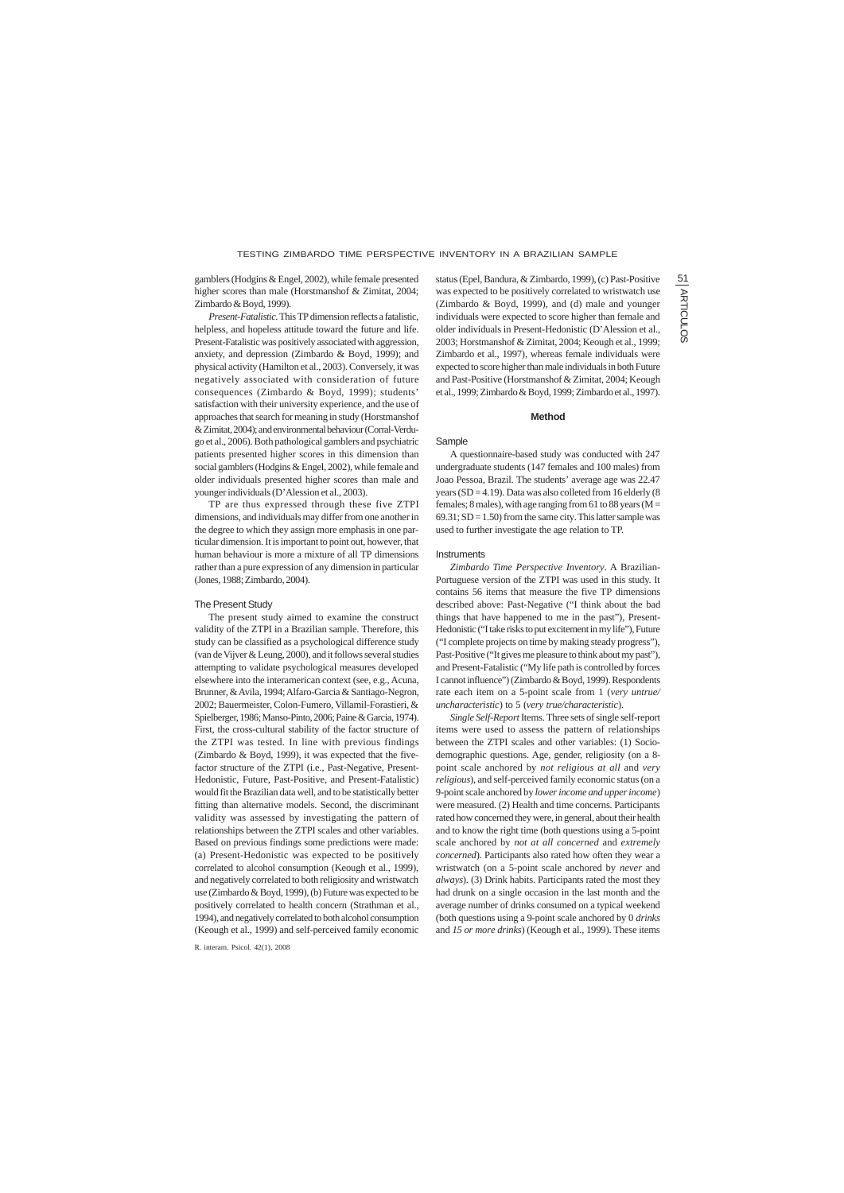gamblers (Hodgins & Engel, 2002), while female presented higher scores than male (Horstmanshof & Zimitat, 2004; Zimbardo & Boyd, 1999).

*Present-Fatalistic.* This TP dimension reflects a fatalistic, helpless, and hopeless attitude toward the future and life. Present-Fatalistic was positively associated with aggression, anxiety, and depression (Zimbardo & Boyd, 1999); and physical activity (Hamilton et al., 2003). Conversely, it was negatively associated with consideration of future consequences (Zimbardo & Boyd, 1999); students' satisfaction with their university experience, and the use of approaches that search for meaning in study (Horstmanshof & Zimitat, 2004); and environmental behaviour (Corral-Verdugo et al., 2006). Both pathological gamblers and psychiatric patients presented higher scores in this dimension than social gamblers (Hodgins & Engel, 2002), while female and older individuals presented higher scores than male and younger individuals (D'Alession et al., 2003).

TP are thus expressed through these five ZTPI dimensions, and individuals may differ from one another in the degree to which they assign more emphasis in one particular dimension. It is important to point out, however, that human behaviour is more a mixture of all TP dimensions rather than a pure expression of any dimension in particular (Jones, 1988; Zimbardo, 2004).

### The Present Study

The present study aimed to examine the construct validity of the ZTPI in a Brazilian sample. Therefore, this study can be classified as a psychological difference study (van de Vijver & Leung, 2000), and it follows several studies attempting to validate psychological measures developed elsewhere into the interamerican context (see, e.g., Acuna, Brunner, & Avila, 1994; Alfaro-Garcia & Santiago-Negron, 2002; Bauermeister, Colon-Fumero, Villamil-Forastieri, & Spielberger, 1986; Manso-Pinto, 2006; Paine & Garcia, 1974). First, the cross-cultural stability of the factor structure of the ZTPI was tested. In line with previous findings (Zimbardo & Boyd, 1999), it was expected that the five-factor structure of the ZTPI (i.e., Past-Negative, Present-Hedonistic, Future, Past-Positive, and Present-Fatalistic) would fit the Brazilian data well, and to be statistically better fitting than alternative models. Second, the discriminant validity was assessed by investigating the pattern of relationships between the ZTPI scales and other variables. Based on previous findings some predictions were made: (a) Present-Hedonistic was expected to be positively correlated to alcohol consumption (Keough et al., 1999), and negatively correlated to both religiosity and wristwatch use (Zimbardo & Boyd, 1999), (b) Future was expected to be positively correlated to health concern (Strathman et al., 1994), and negatively correlated to both alcohol consumption (Keough et al., 1999) and self-perceived family economic status (Epel, Bandura, & Zimbardo, 1999), (c) Past-Positive was expected to be positively correlated to wristwatch use (Zimbardo & Boyd, 1999), and (d) male and younger individuals were expected to score higher than female and older individuals in Present-Hedonistic (D'Alession et al., 2003; Horstmanshof & Zimitat, 2004; Keough et al., 1999; Zimbardo et al., 1997), whereas female individuals were expected to score higher than male individuals in both Future and Past-Positive (Horstmanshof & Zimitat, 2004; Keough et al., 1999; Zimbardo & Boyd, 1999; Zimbardo et al., 1997).

## Method

### Sample

A questionnaire-based study was conducted with 247 undergraduate students (147 females and 100 males) from Joao Pessoa, Brazil. The students' average age was 22.47 years (SD = 4.19). Data was also colleted from 16 elderly (8 females; 8 males), with age ranging from 61 to 88 years (M = 69.31; SD = 1.50) from the same city. This latter sample was used to further investigate the age relation to TP.

### Instruments

*Zimbardo Time Perspective Inventory*. A Brazilian-Portuguese version of the ZTPI was used in this study. It contains 56 items that measure the five TP dimensions described above: Past-Negative ("I think about the bad things that have happened to me in the past"), Present-Hedonistic ("I take risks to put excitement in my life"), Future ("I complete projects on time by making steady progress"), Past-Positive ("It gives me pleasure to think about my past"), and Present-Fatalistic ("My life path is controlled by forces I cannot influence") (Zimbardo & Boyd, 1999). Respondents rate each item on a 5-point scale from 1 (*very untrue/uncharacteristic*) to 5 (*very true/characteristic*).

*Single Self-Report* Items. Three sets of single self-report items were used to assess the pattern of relationships between the ZTPI scales and other variables: (1) Socio-demographic questions. Age, gender, religiosity (on a 8-point scale anchored by *not religious at all* and *very religious*), and self-perceived family economic status (on a 9-point scale anchored by *lower income and upper income*) were measured. (2) Health and time concerns. Participants rated how concerned they were, in general, about their health and to know the right time (both questions using a 5-point scale anchored by *not at all concerned* and *extremely concerned*). Participants also rated how often they wear a wristwatch (on a 5-point scale anchored by *never* and *always*). (3) Drink habits. Participants rated the most they had drunk on a single occasion in the last month and the average number of drinks consumed on a typical weekend (both questions using a 9-point scale anchored by 0 *drinks* and *15 or more drinks*) (Keough et al., 1999). These items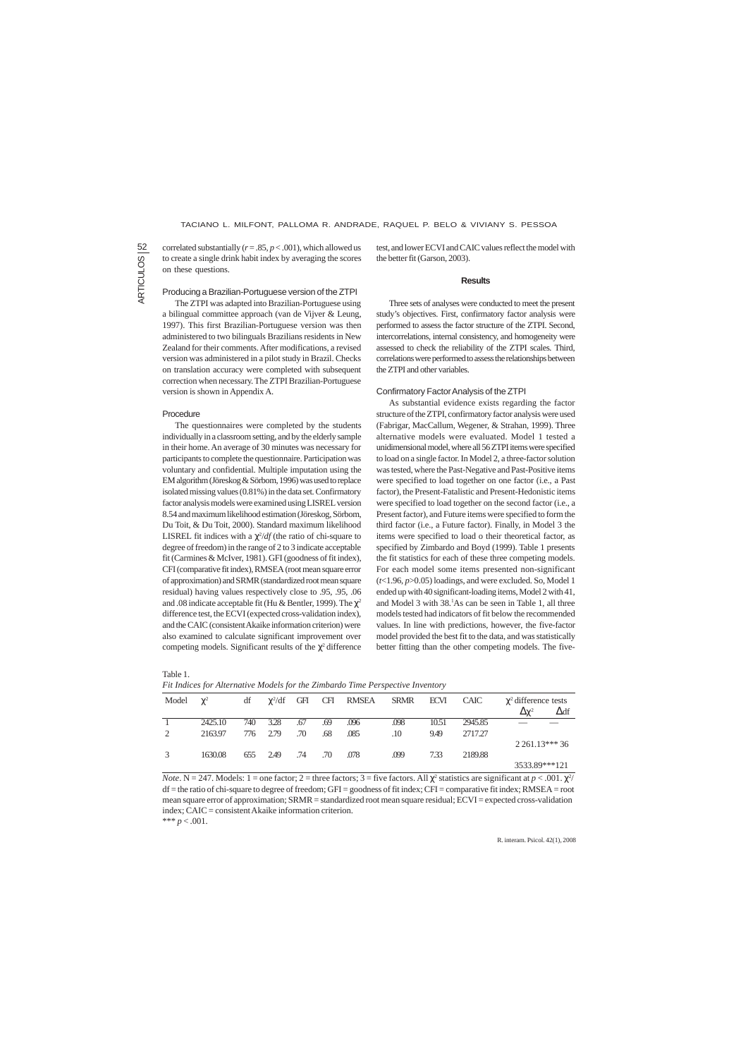correlated substantially ($r = .85$, $p < .001$), which allowed us to create a single drink habit index by averaging the scores on these questions.

### Producing a Brazilian-Portuguese version of the ZTPI

The ZTPI was adapted into Brazilian-Portuguese using a bilingual committee approach (van de Vijver & Leung, 1997). This first Brazilian-Portuguese version was then administered to two bilinguals Brazilians residents in New Zealand for their comments. After modifications, a revised version was administered in a pilot study in Brazil. Checks on translation accuracy were completed with subsequent correction when necessary. The ZTPI Brazilian-Portuguese version is shown in Appendix A.

### Procedure

The questionnaires were completed by the students individually in a classroom setting, and by the elderly sample in their home. An average of 30 minutes was necessary for participants to complete the questionnaire. Participation was voluntary and confidential. Multiple imputation using the EM algorithm (Jöreskog & Sörbom, 1996) was used to replace isolated missing values (0.81%) in the data set. Confirmatory factor analysis models were examined using LISREL version 8.54 and maximum likelihood estimation (Jöreskog, Sörbom, Du Toit, & Du Toit, 2000). Standard maximum likelihood LISREL fit indices with a $\chi^2/df$ (the ratio of chi-square to degree of freedom) in the range of 2 to 3 indicate acceptable fit (Carmines & McIver, 1981). GFI (goodness of fit index), CFI (comparative fit index), RMSEA (root mean square error of approximation) and SRMR (standardized root mean square residual) having values respectively close to .95, .95, .06 and .08 indicate acceptable fit (Hu & Bentler, 1999). The $\chi^2$ difference test, the ECVI (expected cross-validation index), and the CAIC (consistent Akaike information criterion) were also examined to calculate significant improvement over competing models. Significant results of the $\chi^2$ difference test, and lower ECVI and CAIC values reflect the model with the better fit (Garson, 2003).

## Results

Three sets of analyses were conducted to meet the present study's objectives. First, confirmatory factor analysis were performed to assess the factor structure of the ZTPI. Second, intercorrelations, internal consistency, and homogeneity were assessed to check the reliability of the ZTPI scales. Third, correlations were performed to assess the relationships between the ZTPI and other variables.

### Confirmatory Factor Analysis of the ZTPI

As substantial evidence exists regarding the factor structure of the ZTPI, confirmatory factor analysis were used (Fabrigar, MacCallum, Wegener, & Strahan, 1999). Three alternative models were evaluated. Model 1 tested a unidimensional model, where all 56 ZTPI items were specified to load on a single factor. In Model 2, a three-factor solution was tested, where the Past-Negative and Past-Positive items were specified to load together on one factor (i.e., a Past factor), the Present-Fatalistic and Present-Hedonistic items were specified to load together on the second factor (i.e., a Present factor), and Future items were specified to form the third factor (i.e., a Future factor). Finally, in Model 3 the items were specified to load o their theoretical factor, as specified by Zimbardo and Boyd (1999). Table 1 presents the fit statistics for each of these three competing models. For each model some items presented non-significant ($t<1.96$, $p>0.05$) loadings, and were excluded. So, Model 1 ended up with 40 significant-loading items, Model 2 with 41, and Model 3 with 38.[1] As can be seen in Table 1, all three models tested had indicators of fit below the recommended values. In line with predictions, however, the five-factor model provided the best fit to the data, and was statistically better fitting than the other competing models. The five-

Table 1.
*Fit Indices for Alternative Models for the Zimbardo Time Perspective Inventory*

| Model | $\chi^2$ | df | $\chi^2$/df | GFI | CFI | RMSEA | SRMR | ECVI | CAIC | $\chi^2$ difference tests | |
|---|---|---|---|---|---|---|---|---|---|---|---|
| | | | | | | | | | | $\Delta\chi^2$ | $\Delta$df |
| 1 | 2425.10 | 740 | 3.28 | .67 | .69 | .096 | .098 | 10.51 | 2945.85 | — | — |
| 2 | 2163.97 | 776 | 2.79 | .70 | .68 | .085 | .10 | 9.49 | 2717.27 | | |
| | | | | | | | | | | 2 261.13*** | 36 |
| 3 | 1630.08 | 655 | 2.49 | .74 | .70 | .078 | .099 | 7.33 | 2189.88 | | |
| | | | | | | | | | | 3533.89*** | 121 |

*Note*. N = 247. Models: 1 = one factor; 2 = three factors; 3 = five factors. All $\chi^2$ statistics are significant at $p < .001$. $\chi^2$/df = the ratio of chi-square to degree of freedom; GFI = goodness of fit index; CFI = comparative fit index; RMSEA = root mean square error of approximation; SRMR = standardized root mean square residual; ECVI = expected cross-validation index; CAIC = consistent Akaike information criterion.
*** $p < .001$.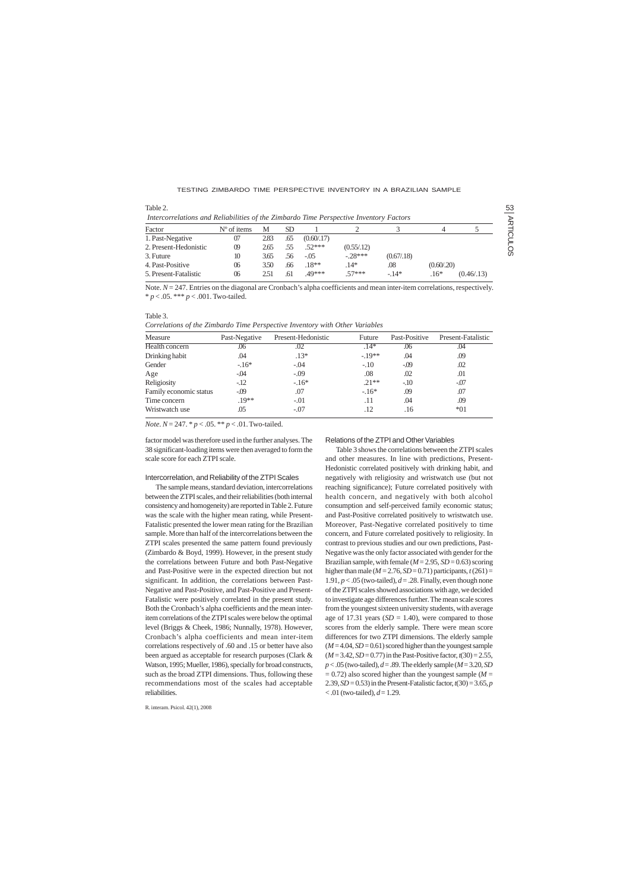Table 2.

*Intercorrelations and Reliabilities of the Zimbardo Time Perspective Inventory Factors*

| Factor | Nº of items | M | SD | 1 | 2 | 3 | 4 | 5 |
|---|---|---|---|---|---|---|---|---|
| 1. Past-Negative | 07 | 2.83 | .65 | (0.60/.17) | | | | |
| 2. Present-Hedonistic | 09 | 2.65 | .55 | .52*** | (0.55/.12) | | | |
| 3. Future | 10 | 3.65 | .56 | -.05 | -.28*** | (0.67/.18) | | |
| 4. Past-Positive | 06 | 3.50 | .66 | .18** | .14* | .08 | (0.60/.20) | |
| 5. Present-Fatalistic | 06 | 2.51 | .61 | .49*** | .57*** | -.14* | .16* | (0.46/.13) |

Note. $N = 247$. Entries on the diagonal are Cronbach's alpha coefficients and mean inter-item correlations, respectively. * $p < .05$. *** $p < .001$. Two-tailed.

Table 3.

*Correlations of the Zimbardo Time Perspective Inventory with Other Variables*

| Measure | Past-Negative | Present-Hedonistic | Future | Past-Positive | Present-Fatalistic |
|---|---|---|---|---|---|
| Health concern | .06 | .02 | .14* | .06 | .04 |
| Drinking habit | .04 | .13* | -.19** | .04 | .09 |
| Gender | -.16* | -.04 | -.10 | -.09 | .02 |
| Age | -.04 | -.09 | .08 | .02 | .01 |
| Religiosity | -.12 | -.16* | .21** | -.10 | -.07 |
| Family economic status | -.09 | .07 | -.16* | .09 | .07 |
| Time concern | .19** | -.01 | .11 | .04 | .09 |
| Wristwatch use | .05 | -.07 | .12 | .16 | *01 |

*Note*. $N = 247$. * $p < .05$. ** $p < .01$. Two-tailed.

factor model was therefore used in the further analyses. The 38 significant-loading items were then averaged to form the scale score for each ZTPI scale.

### Intercorrelation, and Reliability of the ZTPI Scales

The sample means, standard deviation, intercorrelations between the ZTPI scales, and their reliabilities (both internal consistency and homogeneity) are reported in Table 2. Future was the scale with the higher mean rating, while Present-Fatalistic presented the lower mean rating for the Brazilian sample. More than half of the intercorrelations between the ZTPI scales presented the same pattern found previously (Zimbardo & Boyd, 1999). However, in the present study the correlations between Future and both Past-Negative and Past-Positive were in the expected direction but not significant. In addition, the correlations between Past-Negative and Past-Positive, and Past-Positive and Present-Fatalistic were positively correlated in the present study. Both the Cronbach's alpha coefficients and the mean inter-item correlations of the ZTPI scales were below the optimal level (Briggs & Cheek, 1986; Nunnally, 1978). However, Cronbach's alpha coefficients and mean inter-item correlations respectively of .60 and .15 or better have also been argued as acceptable for research purposes (Clark & Watson, 1995; Mueller, 1986), specially for broad constructs, such as the broad ZTPI dimensions. Thus, following these recommendations most of the scales had acceptable reliabilities.

### Relations of the ZTPI and Other Variables

Table 3 shows the correlations between the ZTPI scales and other measures. In line with predictions, Present-Hedonistic correlated positively with drinking habit, and negatively with religiosity and wristwatch use (but not reaching significance); Future correlated positively with health concern, and negatively with both alcohol consumption and self-perceived family economic status; and Past-Positive correlated positively to wristwatch use. Moreover, Past-Negative correlated positively to time concern, and Future correlated positively to religiosity. In contrast to previous studies and our own predictions, Past-Negative was the only factor associated with gender for the Brazilian sample, with female ($M = 2.95$, $SD = 0.63$) scoring higher than male ($M = 2.76$, $SD = 0.71$) participants, $t(261) = 1.91$, $p < .05$ (two-tailed), $d = .28$. Finally, even though none of the ZTPI scales showed associations with age, we decided to investigate age differences further. The mean scale scores from the youngest sixteen university students, with average age of 17.31 years ($SD = 1.40$), were compared to those scores from the elderly sample. There were mean score differences for two ZTPI dimensions. The elderly sample ($M = 4.04$, $SD = 0.61$) scored higher than the youngest sample ($M = 3.42$, $SD = 0.77$) in the Past-Positive factor, $t(30) = 2.55$, $p < .05$ (two-tailed), $d = .89$. The elderly sample ($M = 3.20$, $SD = 0.72$) also scored higher than the youngest sample ($M = 2.39$, $SD = 0.53$) in the Present-Fatalistic factor, $t(30) = 3.65$, $p < .01$ (two-tailed), $d = 1.29$.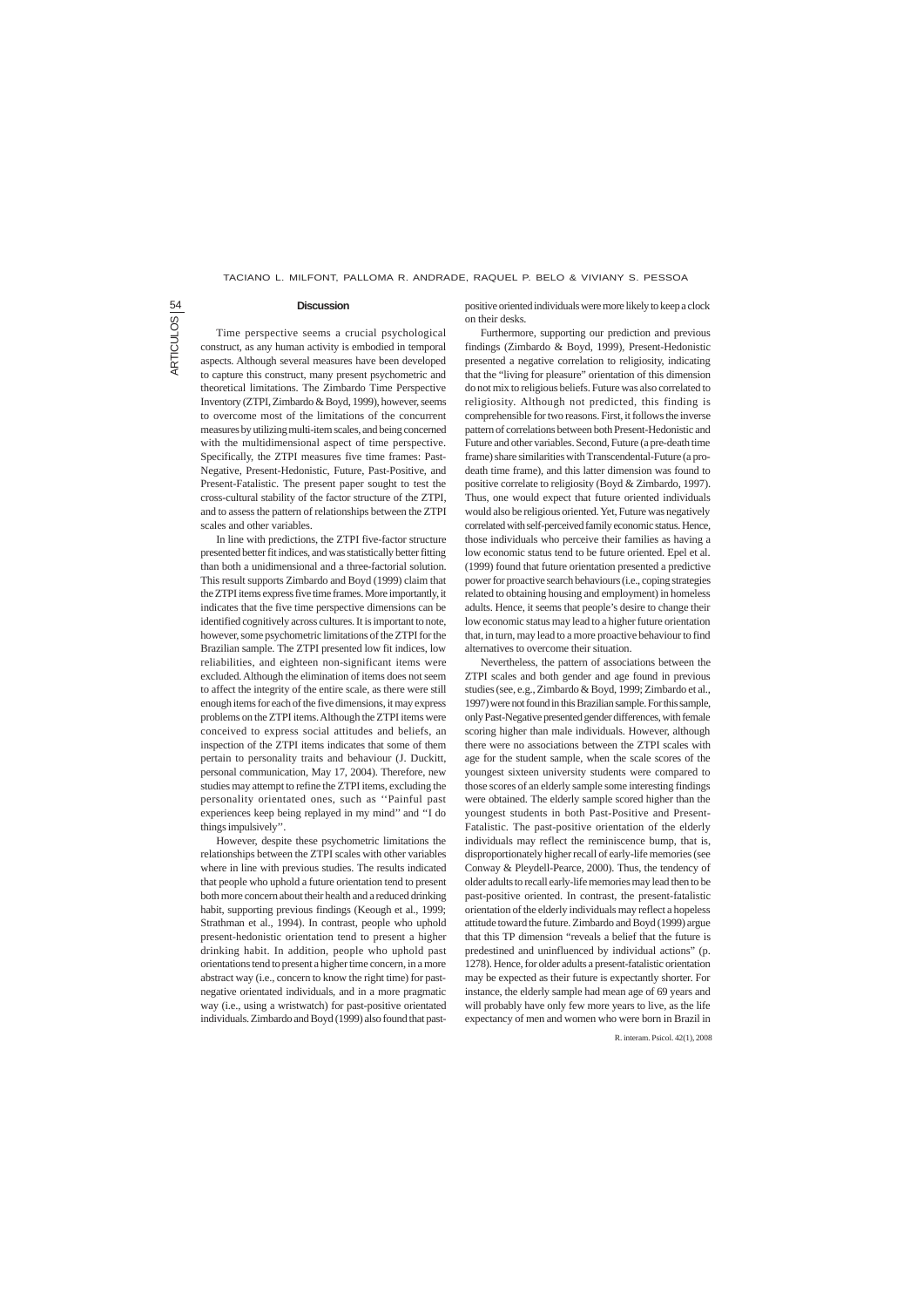## Discussion

Time perspective seems a crucial psychological construct, as any human activity is embodied in temporal aspects. Although several measures have been developed to capture this construct, many present psychometric and theoretical limitations. The Zimbardo Time Perspective Inventory (ZTPI, Zimbardo & Boyd, 1999), however, seems to overcome most of the limitations of the concurrent measures by utilizing multi-item scales, and being concerned with the multidimensional aspect of time perspective. Specifically, the ZTPI measures five time frames: Past-Negative, Present-Hedonistic, Future, Past-Positive, and Present-Fatalistic. The present paper sought to test the cross-cultural stability of the factor structure of the ZTPI, and to assess the pattern of relationships between the ZTPI scales and other variables.

In line with predictions, the ZTPI five-factor structure presented better fit indices, and was statistically better fitting than both a unidimensional and a three-factorial solution. This result supports Zimbardo and Boyd (1999) claim that the ZTPI items express five time frames. More importantly, it indicates that the five time perspective dimensions can be identified cognitively across cultures. It is important to note, however, some psychometric limitations of the ZTPI for the Brazilian sample. The ZTPI presented low fit indices, low reliabilities, and eighteen non-significant items were excluded. Although the elimination of items does not seem to affect the integrity of the entire scale, as there were still enough items for each of the five dimensions, it may express problems on the ZTPI items. Although the ZTPI items were conceived to express social attitudes and beliefs, an inspection of the ZTPI items indicates that some of them pertain to personality traits and behaviour (J. Duckitt, personal communication, May 17, 2004). Therefore, new studies may attempt to refine the ZTPI items, excluding the personality orientated ones, such as ''Painful past experiences keep being replayed in my mind'' and ''I do things impulsively''.

However, despite these psychometric limitations the relationships between the ZTPI scales with other variables where in line with previous studies. The results indicated that people who uphold a future orientation tend to present both more concern about their health and a reduced drinking habit, supporting previous findings (Keough et al., 1999; Strathman et al., 1994). In contrast, people who uphold present-hedonistic orientation tend to present a higher drinking habit. In addition, people who uphold past orientations tend to present a higher time concern, in a more abstract way (i.e., concern to know the right time) for past-negative orientated individuals, and in a more pragmatic way (i.e., using a wristwatch) for past-positive orientated individuals. Zimbardo and Boyd (1999) also found that past-positive oriented individuals were more likely to keep a clock on their desks.

Furthermore, supporting our prediction and previous findings (Zimbardo & Boyd, 1999), Present-Hedonistic presented a negative correlation to religiosity, indicating that the "living for pleasure" orientation of this dimension do not mix to religious beliefs. Future was also correlated to religiosity. Although not predicted, this finding is comprehensible for two reasons. First, it follows the inverse pattern of correlations between both Present-Hedonistic and Future and other variables. Second, Future (a pre-death time frame) share similarities with Transcendental-Future (a pro-death time frame), and this latter dimension was found to positive correlate to religiosity (Boyd & Zimbardo, 1997). Thus, one would expect that future oriented individuals would also be religious oriented. Yet, Future was negatively correlated with self-perceived family economic status. Hence, those individuals who perceive their families as having a low economic status tend to be future oriented. Epel et al. (1999) found that future orientation presented a predictive power for proactive search behaviours (i.e., coping strategies related to obtaining housing and employment) in homeless adults. Hence, it seems that people's desire to change their low economic status may lead to a higher future orientation that, in turn, may lead to a more proactive behaviour to find alternatives to overcome their situation.

Nevertheless, the pattern of associations between the ZTPI scales and both gender and age found in previous studies (see, e.g., Zimbardo & Boyd, 1999; Zimbardo et al., 1997) were not found in this Brazilian sample. For this sample, only Past-Negative presented gender differences, with female scoring higher than male individuals. However, although there were no associations between the ZTPI scales with age for the student sample, when the scale scores of the youngest sixteen university students were compared to those scores of an elderly sample some interesting findings were obtained. The elderly sample scored higher than the youngest students in both Past-Positive and Present-Fatalistic. The past-positive orientation of the elderly individuals may reflect the reminiscence bump, that is, disproportionately higher recall of early-life memories (see Conway & Pleydell-Pearce, 2000). Thus, the tendency of older adults to recall early-life memories may lead then to be past-positive oriented. In contrast, the present-fatalistic orientation of the elderly individuals may reflect a hopeless attitude toward the future. Zimbardo and Boyd (1999) argue that this TP dimension "reveals a belief that the future is predestined and uninfluenced by individual actions" (p. 1278). Hence, for older adults a present-fatalistic orientation may be expected as their future is expectantly shorter. For instance, the elderly sample had mean age of 69 years and will probably have only few more years to live, as the life expectancy of men and women who were born in Brazil in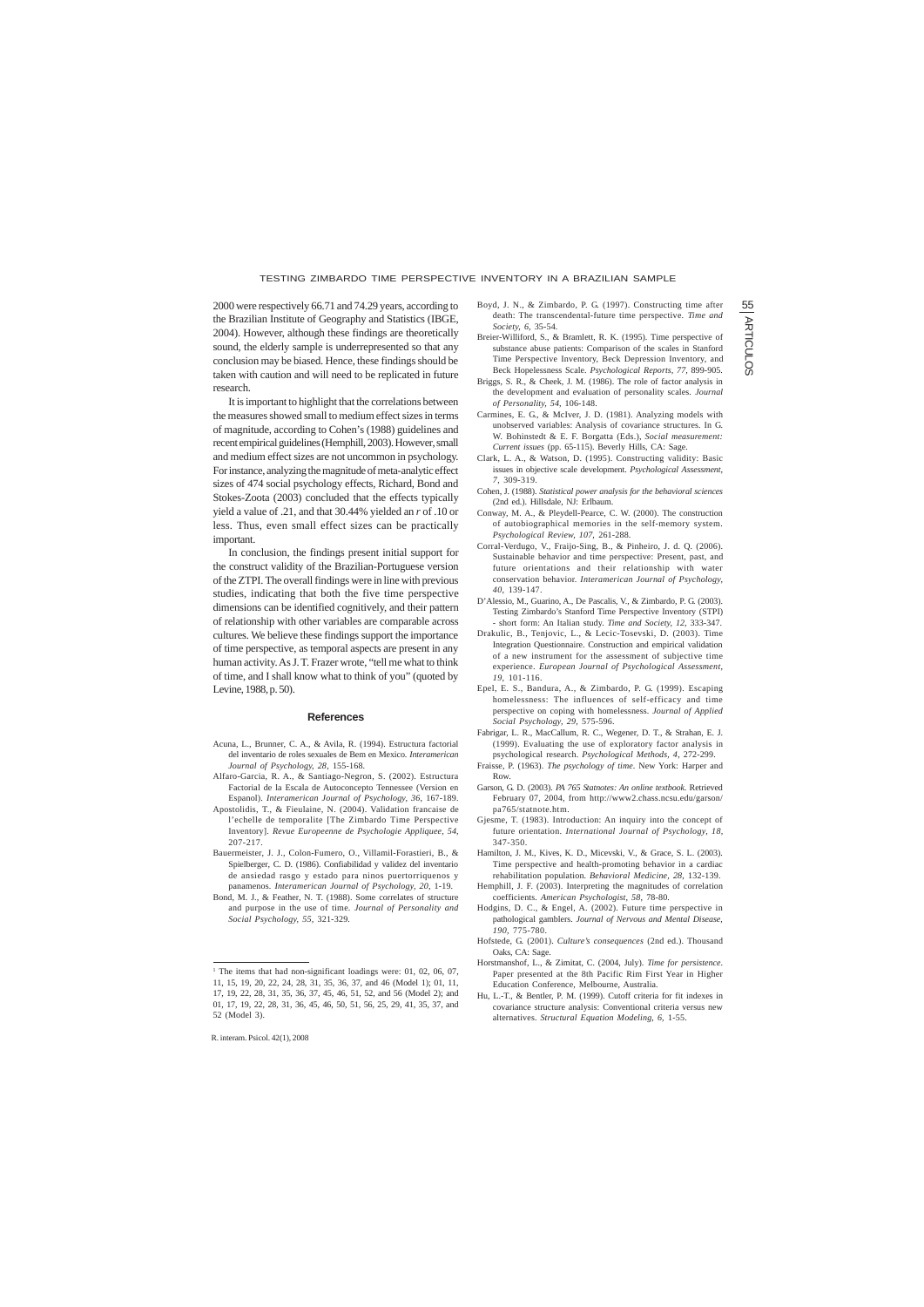2000 were respectively 66.71 and 74.29 years, according to the Brazilian Institute of Geography and Statistics (IBGE, 2004). However, although these findings are theoretically sound, the elderly sample is underrepresented so that any conclusion may be biased. Hence, these findings should be taken with caution and will need to be replicated in future research.

It is important to highlight that the correlations between the measures showed small to medium effect sizes in terms of magnitude, according to Cohen's (1988) guidelines and recent empirical guidelines (Hemphill, 2003). However, small and medium effect sizes are not uncommon in psychology. For instance, analyzing the magnitude of meta-analytic effect sizes of 474 social psychology effects, Richard, Bond and Stokes-Zoota (2003) concluded that the effects typically yield a value of .21, and that 30.44% yielded an *r* of .10 or less. Thus, even small effect sizes can be practically important.

In conclusion, the findings present initial support for the construct validity of the Brazilian-Portuguese version of the ZTPI. The overall findings were in line with previous studies, indicating that both the five time perspective dimensions can be identified cognitively, and their pattern of relationship with other variables are comparable across cultures. We believe these findings support the importance of time perspective, as temporal aspects are present in any human activity. As J. T. Frazer wrote, "tell me what to think of time, and I shall know what to think of you" (quoted by Levine, 1988, p. 50).

## References

Acuna, L., Brunner, C. A., & Avila, R. (1994). Estructura factorial del inventario de roles sexuales de Bem en Mexico. *Interamerican Journal of Psychology, 28*, 155-168.

Alfaro-Garcia, R. A., & Santiago-Negron, S. (2002). Estructura Factorial de la Escala de Autoconcepto Tennessee (Version en Espanol). *Interamerican Journal of Psychology, 36*, 167-189.

Apostolidis, T., & Fieulaine, N. (2004). Validation francaise de l'echelle de temporalite [The Zimbardo Time Perspective Inventory]. *Revue Europeenne de Psychologie Appliquee, 54*, 207-217.

Bauermeister, J. J., Colon-Fumero, O., Villamil-Forastieri, B., & Spielberger, C. D. (1986). Confiabilidad y validez del inventario de ansiedad rasgo y estado para ninos puertorriquenos y panamenos. *Interamerican Journal of Psychology, 20*, 1-19.

Bond, M. J., & Feather, N. T. (1988). Some correlates of structure and purpose in the use of time. *Journal of Personality and Social Psychology, 55*, 321-329.

Boyd, J. N., & Zimbardo, P. G. (1997). Constructing time after death: The transcendental-future time perspective. *Time and Society, 6*, 35-54.

Breier-Williford, S., & Bramlett, R. K. (1995). Time perspective of substance abuse patients: Comparison of the scales in Stanford Time Perspective Inventory, Beck Depression Inventory, and Beck Hopelessness Scale. *Psychological Reports, 77*, 899-905.

Briggs, S. R., & Cheek, J. M. (1986). The role of factor analysis in the development and evaluation of personality scales. *Journal of Personality, 54*, 106-148.

Carmines, E. G., & McIver, J. D. (1981). Analyzing models with unobserved variables: Analysis of covariance structures. In G. W. Bohinstedt & E. F. Borgatta (Eds.), *Social measurement: Current issues* (pp. 65-115). Beverly Hills, CA: Sage.

Clark, L. A., & Watson, D. (1995). Constructing validity: Basic issues in objective scale development. *Psychological Assessment, 7*, 309-319.

Cohen, J. (1988). *Statistical power analysis for the behavioral sciences* (2nd ed.). Hillsdale, NJ: Erlbaum.

Conway, M. A., & Pleydell-Pearce, C. W. (2000). The construction of autobiographical memories in the self-memory system. *Psychological Review, 107*, 261-288.

Corral-Verdugo, V., Fraijo-Sing, B., & Pinheiro, J. d. Q. (2006). Sustainable behavior and time perspective: Present, past, and future orientations and their relationship with water conservation behavior. *Interamerican Journal of Psychology, 40*, 139-147.

D'Alessio, M., Guarino, A., De Pascalis, V., & Zimbardo, P. G. (2003). Testing Zimbardo's Stanford Time Perspective Inventory (STPI) - short form: An Italian study. *Time and Society, 12*, 333-347.

Drakulic, B., Tenjovic, L., & Lecic-Tosevski, D. (2003). Time Integration Questionnaire. Construction and empirical validation of a new instrument for the assessment of subjective time experience. *European Journal of Psychological Assessment, 19*, 101-116.

Epel, E. S., Bandura, A., & Zimbardo, P. G. (1999). Escaping homelessness: The influences of self-efficacy and time perspective on coping with homelessness. *Journal of Applied Social Psychology, 29*, 575-596.

Fabrigar, L. R., MacCallum, R. C., Wegener, D. T., & Strahan, E. J. (1999). Evaluating the use of exploratory factor analysis in psychological research. *Psychological Methods, 4*, 272-299.

Fraisse, P. (1963). *The psychology of time*. New York: Harper and Row.

Garson, G. D. (2003). *PA 765 Statnotes: An online textbook*. Retrieved February 07, 2004, from http://www2.chass.ncsu.edu/garson/pa765/statnote.htm.

Gjesme, T. (1983). Introduction: An inquiry into the concept of future orientation. *International Journal of Psychology, 18*, 347-350.

Hamilton, J. M., Kives, K. D., Micevski, V., & Grace, S. L. (2003). Time perspective and health-promoting behavior in a cardiac rehabilitation population. *Behavioral Medicine, 28*, 132-139.

Hemphill, J. F. (2003). Interpreting the magnitudes of correlation coefficients. *American Psychologist, 58*, 78-80.

Hodgins, D. C., & Engel, A. (2002). Future time perspective in pathological gamblers. *Journal of Nervous and Mental Disease, 190*, 775-780.

Hofstede, G. (2001). *Culture's consequences* (2nd ed.). Thousand Oaks, CA: Sage.

Horstmanshof, L., & Zimitat, C. (2004, July). *Time for persistence*. Paper presented at the 8th Pacific Rim First Year in Higher Education Conference, Melbourne, Australia.

Hu, L.-T., & Bentler, P. M. (1999). Cutoff criteria for fit indexes in covariance structure analysis: Conventional criteria versus new alternatives. *Structural Equation Modeling, 6*, 1-55.

---

[1] The items that had non-significant loadings were: 01, 02, 06, 07, 11, 15, 19, 20, 22, 24, 28, 31, 35, 36, 37, and 46 (Model 1); 01, 11, 17, 19, 22, 28, 31, 35, 36, 37, 45, 46, 51, 52, and 56 (Model 2); and 01, 17, 19, 22, 28, 31, 36, 45, 46, 50, 51, 56, 25, 29, 41, 35, 37, and 52 (Model 3).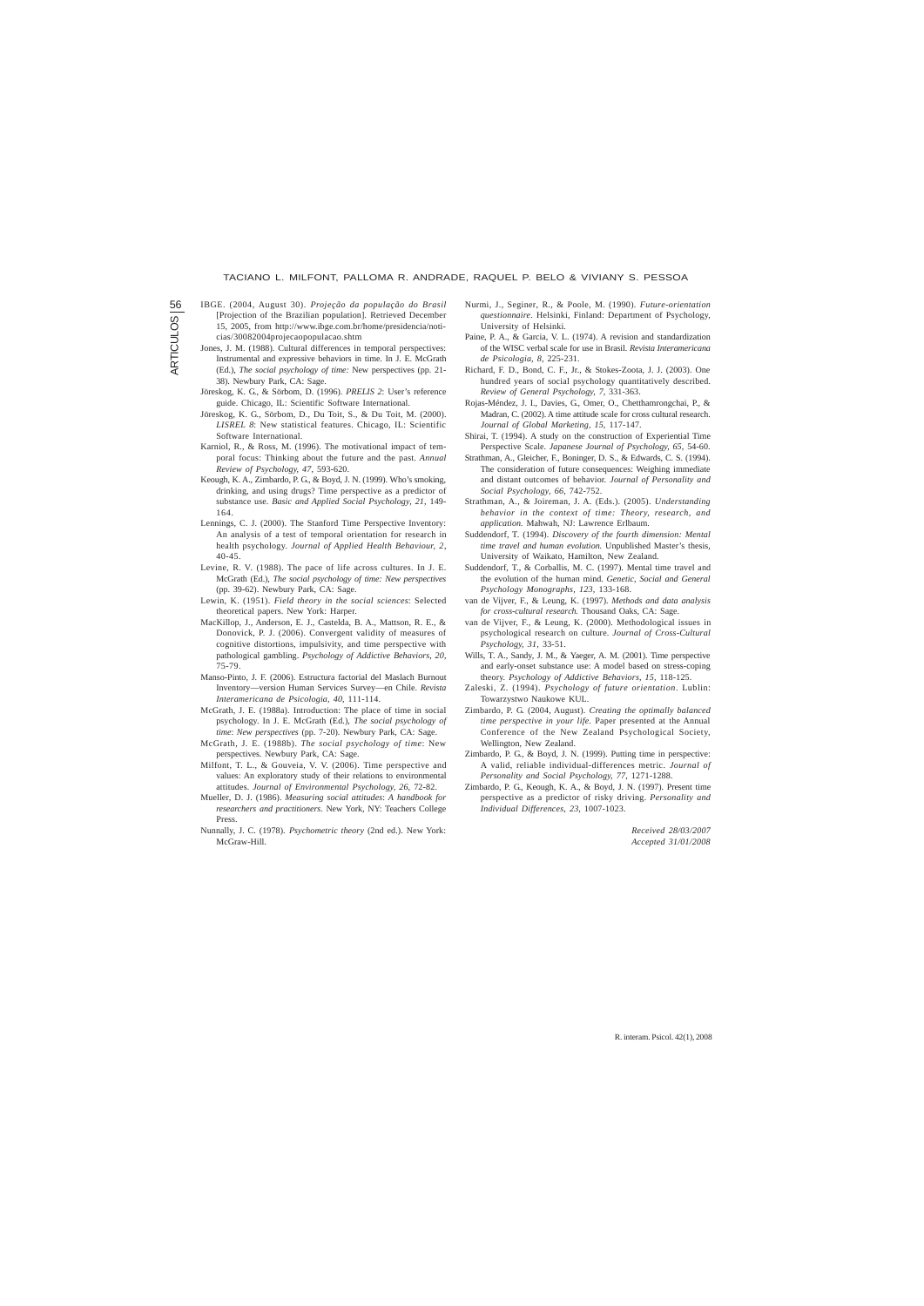IBGE. (2004, August 30). *Projeção da população do Brasil* [Projection of the Brazilian population]. Retrieved December 15, 2005, from http://www.ibge.com.br/home/presidencia/noticias/30082004projecaopopulacao.shtm

Jones, J. M. (1988). Cultural differences in temporal perspectives: Instrumental and expressive behaviors in time. In J. E. McGrath (Ed.), *The social psychology of time:* New perspectives (pp. 21-38). Newbury Park, CA: Sage.

Jöreskog, K. G., & Sörbom, D. (1996). *PRELIS 2*: User's reference guide. Chicago, IL: Scientific Software International.

Jöreskog, K. G., Sörbom, D., Du Toit, S., & Du Toit, M. (2000). *LISREL 8*: New statistical features. Chicago, IL: Scientific Software International.

Karniol, R., & Ross, M. (1996). The motivational impact of temporal focus: Thinking about the future and the past. *Annual Review of Psychology, 47*, 593-620.

Keough, K. A., Zimbardo, P. G., & Boyd, J. N. (1999). Who's smoking, drinking, and using drugs? Time perspective as a predictor of substance use. *Basic and Applied Social Psychology, 21*, 149-164.

Lennings, C. J. (2000). The Stanford Time Perspective Inventory: An analysis of a test of temporal orientation for research in health psychology. *Journal of Applied Health Behaviour, 2*, 40-45.

Levine, R. V. (1988). The pace of life across cultures. In J. E. McGrath (Ed.), *The social psychology of time: New perspectives* (pp. 39-62). Newbury Park, CA: Sage.

Lewin, K. (1951). *Field theory in the social sciences*: Selected theoretical papers. New York: Harper.

MacKillop, J., Anderson, E. J., Castelda, B. A., Mattson, R. E., & Donovick, P. J. (2006). Convergent validity of measures of cognitive distortions, impulsivity, and time perspective with pathological gambling. *Psychology of Addictive Behaviors, 20*, 75-79.

Manso-Pinto, J. F. (2006). Estructura factorial del Maslach Burnout Inventory—version Human Services Survey—en Chile. *Revista Interamericana de Psicologia, 40*, 111-114.

McGrath, J. E. (1988a). Introduction: The place of time in social psychology. In J. E. McGrath (Ed.), *The social psychology of time*: *New perspectives* (pp. 7-20). Newbury Park, CA: Sage.

McGrath, J. E. (1988b). *The social psychology of time*: New perspectives. Newbury Park, CA: Sage.

Milfont, T. L., & Gouveia, V. V. (2006). Time perspective and values: An exploratory study of their relations to environmental attitudes. *Journal of Environmental Psychology, 26*, 72-82.

Mueller, D. J. (1986). *Measuring social attitudes*: *A handbook for researchers and practitioners*. New York, NY: Teachers College Press.

Nunnally, J. C. (1978). *Psychometric theory* (2nd ed.). New York: McGraw-Hill.

Nurmi, J., Seginer, R., & Poole, M. (1990). *Future-orientation questionnaire*. Helsinki, Finland: Department of Psychology, University of Helsinki.

Paine, P. A., & Garcia, V. L. (1974). A revision and standardization of the WISC verbal scale for use in Brasil. *Revista Interamericana de Psicologia, 8*, 225-231.

Richard, F. D., Bond, C. F., Jr., & Stokes-Zoota, J. J. (2003). One hundred years of social psychology quantitatively described. *Review of General Psychology, 7*, 331-363.

Rojas-Méndez, J. I., Davies, G., Omer, O., Chetthamrongchai, P., & Madran, C. (2002). A time attitude scale for cross cultural research. *Journal of Global Marketing, 15*, 117-147.

Shirai, T. (1994). A study on the construction of Experiential Time Perspective Scale. *Japanese Journal of Psychology, 65*, 54-60.

Strathman, A., Gleicher, F., Boninger, D. S., & Edwards, C. S. (1994). The consideration of future consequences: Weighing immediate and distant outcomes of behavior. *Journal of Personality and Social Psychology, 66*, 742-752.

Strathman, A., & Joireman, J. A. (Eds.). (2005). *Understanding behavior in the context of time: Theory, research, and application.* Mahwah, NJ: Lawrence Erlbaum.

Suddendorf, T. (1994). *Discovery of the fourth dimension: Mental time travel and human evolution.* Unpublished Master's thesis, University of Waikato, Hamilton, New Zealand.

Suddendorf, T., & Corballis, M. C. (1997). Mental time travel and the evolution of the human mind. *Genetic, Social and General Psychology Monographs, 123*, 133-168.

van de Vijver, F., & Leung, K. (1997). *Methods and data analysis for cross-cultural research.* Thousand Oaks, CA: Sage.

van de Vijver, F., & Leung, K. (2000). Methodological issues in psychological research on culture. *Journal of Cross-Cultural Psychology, 31*, 33-51.

Wills, T. A., Sandy, J. M., & Yaeger, A. M. (2001). Time perspective and early-onset substance use: A model based on stress-coping theory. *Psychology of Addictive Behaviors, 15*, 118-125.

Zaleski, Z. (1994). *Psychology of future orientation*. Lublin: Towarzystwo Naukowe KUL.

Zimbardo, P. G. (2004, August). *Creating the optimally balanced time perspective in your life.* Paper presented at the Annual Conference of the New Zealand Psychological Society, Wellington, New Zealand.

Zimbardo, P. G., & Boyd, J. N. (1999). Putting time in perspective: A valid, reliable individual-differences metric. *Journal of Personality and Social Psychology, 77*, 1271-1288.

Zimbardo, P. G., Keough, K. A., & Boyd, J. N. (1997). Present time perspective as a predictor of risky driving. *Personality and Individual Differences, 23*, 1007-1023.

*Received 28/03/2007*
*Accepted 31/01/2008*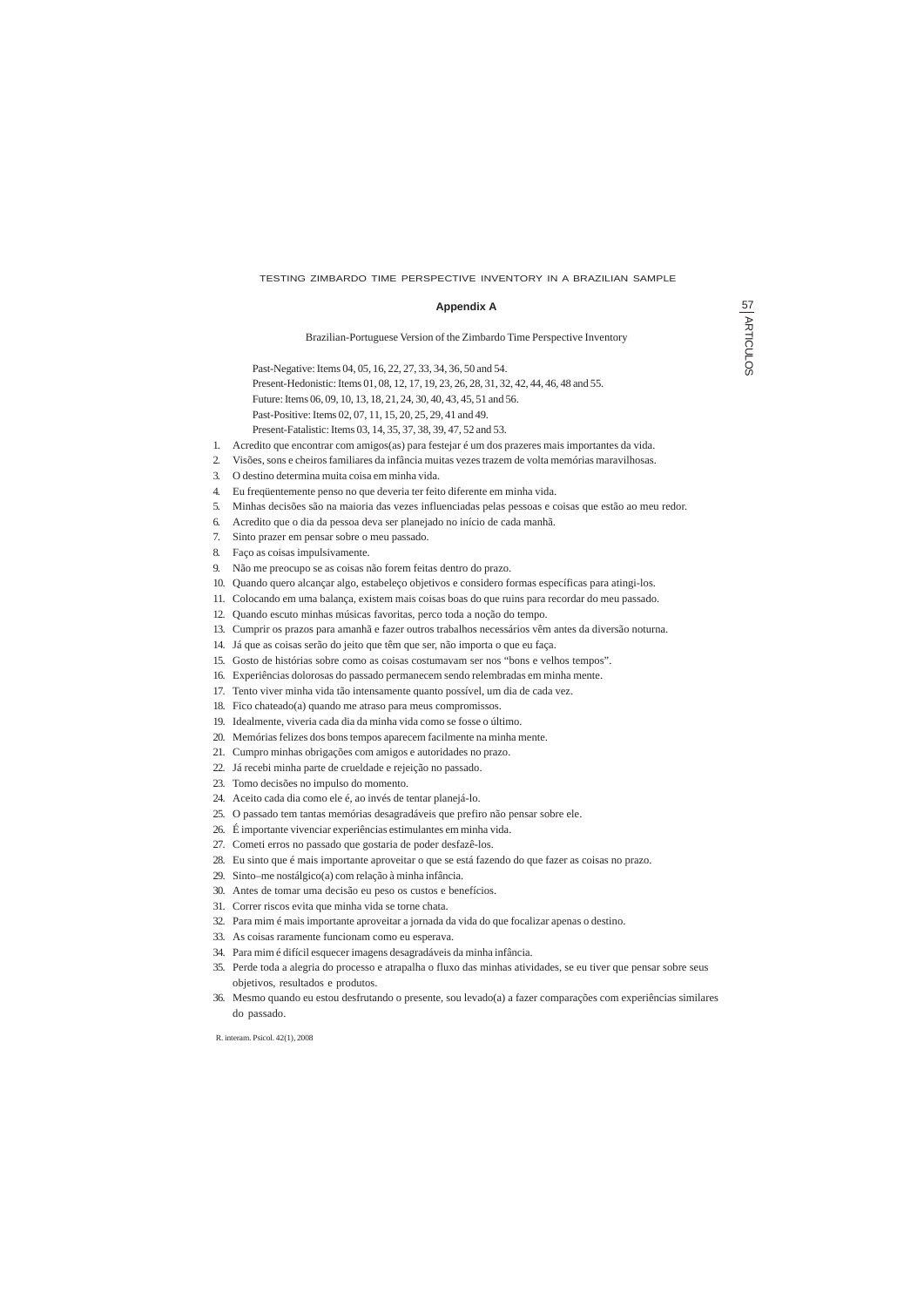## Appendix A

Brazilian-Portuguese Version of the Zimbardo Time Perspective Inventory

Past-Negative: Items 04, 05, 16, 22, 27, 33, 34, 36, 50 and 54.

Present-Hedonistic: Items 01, 08, 12, 17, 19, 23, 26, 28, 31, 32, 42, 44, 46, 48 and 55.

Future: Items 06, 09, 10, 13, 18, 21, 24, 30, 40, 43, 45, 51 and 56.

Past-Positive: Items 02, 07, 11, 15, 20, 25, 29, 41 and 49.

Present-Fatalistic: Items 03, 14, 35, 37, 38, 39, 47, 52 and 53.

1. Acredito que encontrar com amigos(as) para festejar é um dos prazeres mais importantes da vida.
2. Visões, sons e cheiros familiares da infância muitas vezes trazem de volta memórias maravilhosas.
3. O destino determina muita coisa em minha vida.
4. Eu freqüentemente penso no que deveria ter feito diferente em minha vida.
5. Minhas decisões são na maioria das vezes influenciadas pelas pessoas e coisas que estão ao meu redor.
6. Acredito que o dia da pessoa deva ser planejado no início de cada manhã.
7. Sinto prazer em pensar sobre o meu passado.
8. Faço as coisas impulsivamente.
9. Não me preocupo se as coisas não forem feitas dentro do prazo.
10. Quando quero alcançar algo, estabeleço objetivos e considero formas específicas para atingi-los.
11. Colocando em uma balança, existem mais coisas boas do que ruins para recordar do meu passado.
12. Quando escuto minhas músicas favoritas, perco toda a noção do tempo.
13. Cumprir os prazos para amanhã e fazer outros trabalhos necessários vêm antes da diversão noturna.
14. Já que as coisas serão do jeito que têm que ser, não importa o que eu faça.
15. Gosto de histórias sobre como as coisas costumavam ser nos "bons e velhos tempos".
16. Experiências dolorosas do passado permanecem sendo relembradas em minha mente.
17. Tento viver minha vida tão intensamente quanto possível, um dia de cada vez.
18. Fico chateado(a) quando me atraso para meus compromissos.
19. Idealmente, viveria cada dia da minha vida como se fosse o último.
20. Memórias felizes dos bons tempos aparecem facilmente na minha mente.
21. Cumpro minhas obrigações com amigos e autoridades no prazo.
22. Já recebi minha parte de crueldade e rejeição no passado.
23. Tomo decisões no impulso do momento.
24. Aceito cada dia como ele é, ao invés de tentar planejá-lo.
25. O passado tem tantas memórias desagradáveis que prefiro não pensar sobre ele.
26. É importante vivenciar experiências estimulantes em minha vida.
27. Cometi erros no passado que gostaria de poder desfazê-los.
28. Eu sinto que é mais importante aproveitar o que se está fazendo do que fazer as coisas no prazo.
29. Sinto–me nostálgico(a) com relação à minha infância.
30. Antes de tomar uma decisão eu peso os custos e benefícios.
31. Correr riscos evita que minha vida se torne chata.
32. Para mim é mais importante aproveitar a jornada da vida do que focalizar apenas o destino.
33. As coisas raramente funcionam como eu esperava.
34. Para mim é difícil esquecer imagens desagradáveis da minha infância.
35. Perde toda a alegria do processo e atrapalha o fluxo das minhas atividades, se eu tiver que pensar sobre seus objetivos, resultados e produtos.
36. Mesmo quando eu estou desfrutando o presente, sou levado(a) a fazer comparações com experiências similares do passado.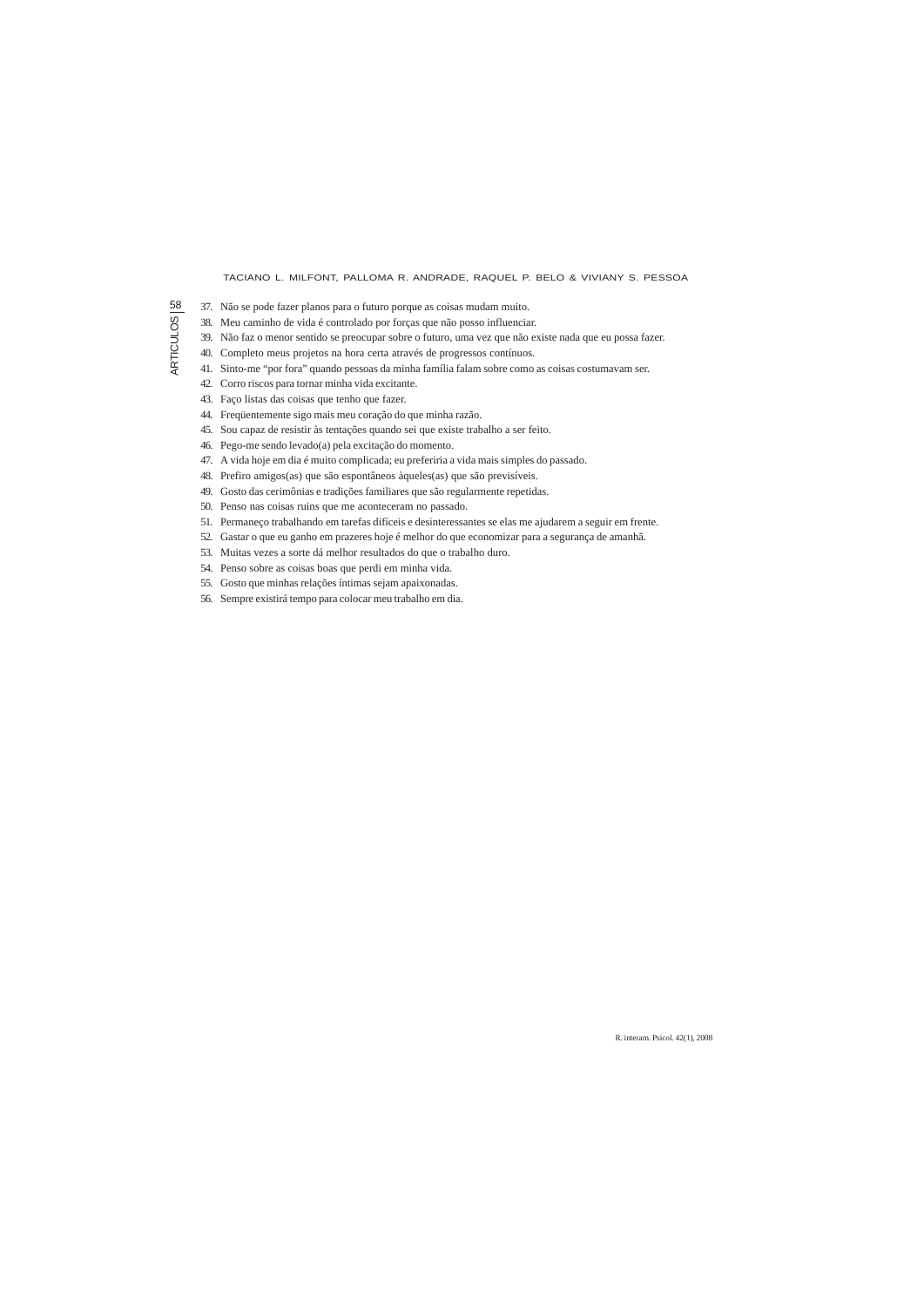37. Não se pode fazer planos para o futuro porque as coisas mudam muito.
38. Meu caminho de vida é controlado por forças que não posso influenciar.
39. Não faz o menor sentido se preocupar sobre o futuro, uma vez que não existe nada que eu possa fazer.
40. Completo meus projetos na hora certa através de progressos contínuos.
41. Sinto-me "por fora" quando pessoas da minha família falam sobre como as coisas costumavam ser.
42. Corro riscos para tornar minha vida excitante.
43. Faço listas das coisas que tenho que fazer.
44. Freqüentemente sigo mais meu coração do que minha razão.
45. Sou capaz de resistir às tentações quando sei que existe trabalho a ser feito.
46. Pego-me sendo levado(a) pela excitação do momento.
47. A vida hoje em dia é muito complicada; eu preferiria a vida mais simples do passado.
48. Prefiro amigos(as) que são espontâneos àqueles(as) que são previsíveis.
49. Gosto das cerimônias e tradições familiares que são regularmente repetidas.
50. Penso nas coisas ruins que me aconteceram no passado.
51. Permaneço trabalhando em tarefas difíceis e desinteressantes se elas me ajudarem a seguir em frente.
52. Gastar o que eu ganho em prazeres hoje é melhor do que economizar para a segurança de amanhã.
53. Muitas vezes a sorte dá melhor resultados do que o trabalho duro.
54. Penso sobre as coisas boas que perdi em minha vida.
55. Gosto que minhas relações íntimas sejam apaixonadas.
56. Sempre existirá tempo para colocar meu trabalho em dia.